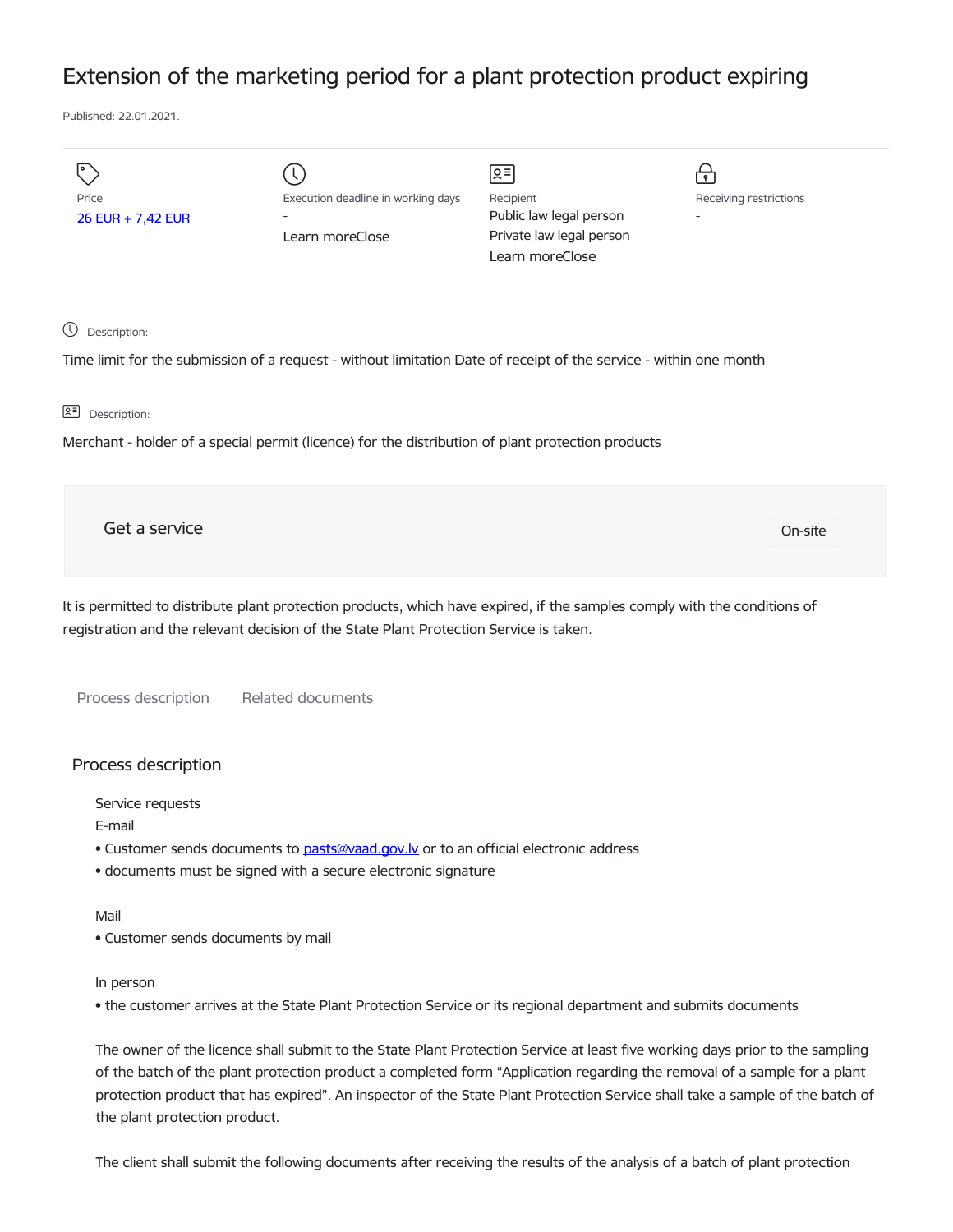# Extension of the marketing period for a plant protection product expiring

Published: 22.01.2021.

| Price | Execution deadline in working days | Recipient | Receiving restrictions |
|---|---|---|---|
| 26 EUR + 7,42 EUR | - | Public law legal person | - |
| | Learn moreClose | Private law legal person | |
| | | Learn moreClose | |

Description:

Time limit for the submission of a request - without limitation Date of receipt of the service - within one month

Description:

Merchant - holder of a special permit (licence) for the distribution of plant protection products

Get a service

On-site

It is permitted to distribute plant protection products, which have expired, if the samples comply with the conditions of registration and the relevant decision of the State Plant Protection Service is taken.

Process description    Related documents

## Process description

Service requests

E-mail

- Customer sends documents to pasts@vaad.gov.lv or to an official electronic address
- documents must be signed with a secure electronic signature

Mail

- Customer sends documents by mail

In person

- the customer arrives at the State Plant Protection Service or its regional department and submits documents

The owner of the licence shall submit to the State Plant Protection Service at least five working days prior to the sampling of the batch of the plant protection product a completed form "Application regarding the removal of a sample for a plant protection product that has expired". An inspector of the State Plant Protection Service shall take a sample of the batch of the plant protection product.

The client shall submit the following documents after receiving the results of the analysis of a batch of plant protection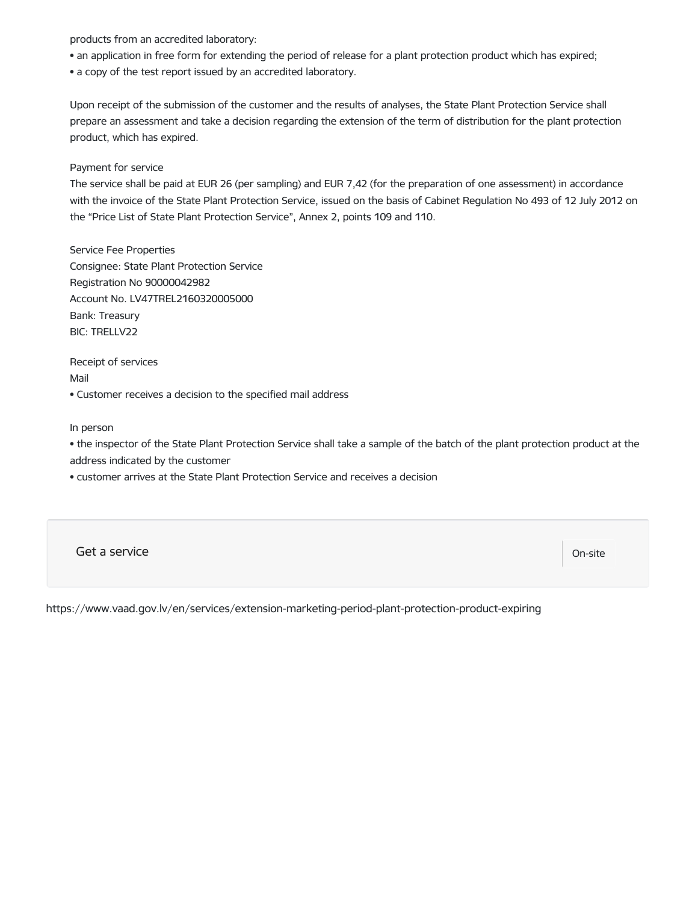products from an accredited laboratory:

- an application in free form for extending the period of release for a plant protection product which has expired;
- a copy of the test report issued by an accredited laboratory.

Upon receipt of the submission of the customer and the results of analyses, the State Plant Protection Service shall prepare an assessment and take a decision regarding the extension of the term of distribution for the plant protection product, which has expired.

Payment for service

The service shall be paid at EUR 26 (per sampling) and EUR 7,42 (for the preparation of one assessment) in accordance with the invoice of the State Plant Protection Service, issued on the basis of Cabinet Regulation No 493 of 12 July 2012 on the "Price List of State Plant Protection Service", Annex 2, points 109 and 110.

Service Fee Properties

Consignee: State Plant Protection Service

Registration No 90000042982

Account No. LV47TREL2160320005000

Bank: Treasury

BIC: TRELLV22

Receipt of services

Mail

- Customer receives a decision to the specified mail address

In person

- the inspector of the State Plant Protection Service shall take a sample of the batch of the plant protection product at the address indicated by the customer
- customer arrives at the State Plant Protection Service and receives a decision

Get a service | On-site

https://www.vaad.gov.lv/en/services/extension-marketing-period-plant-protection-product-expiring